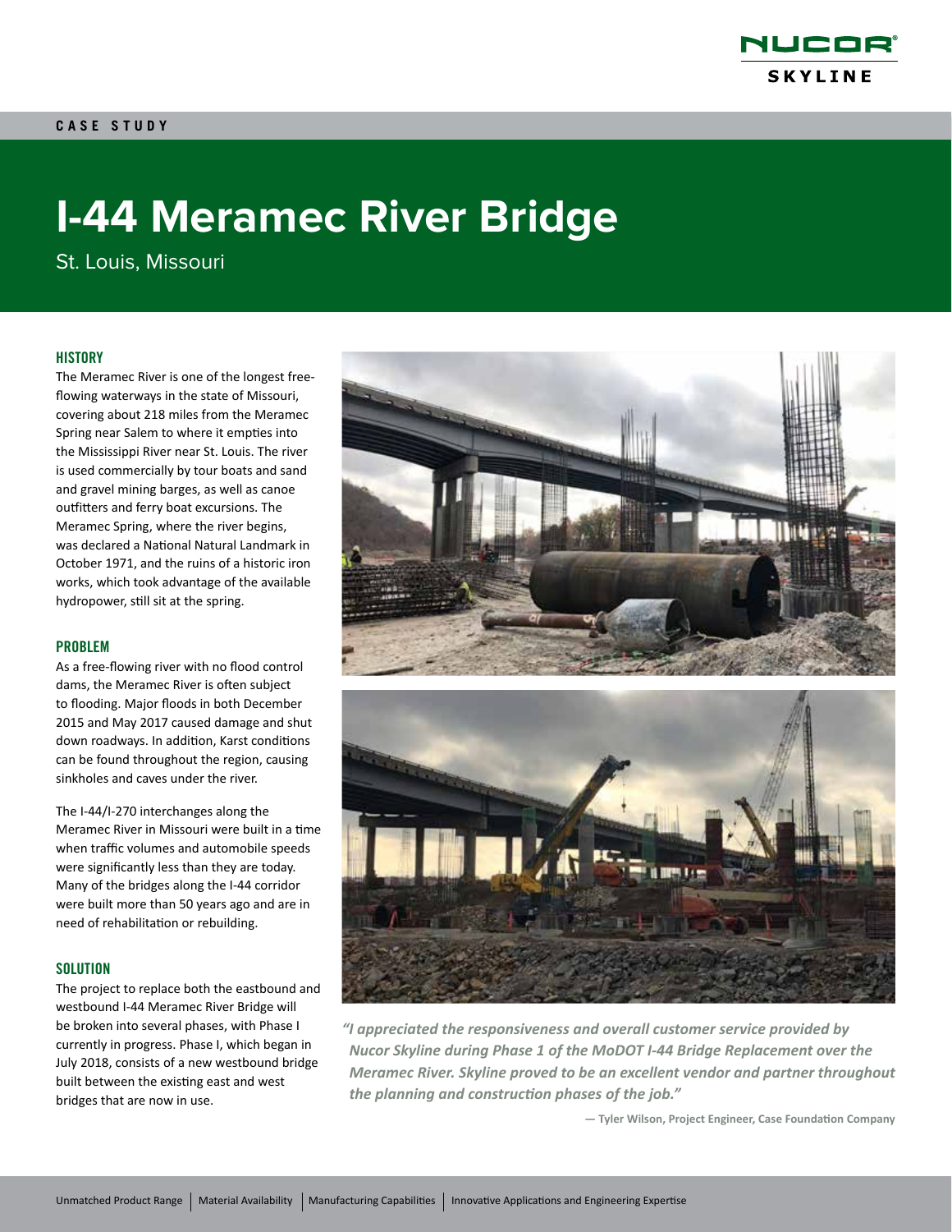CASE STUDY

# I-44 Meramec River Bridge

St. Louis, Missouri

### HISTORY

The Meramec River is one of the longest free-flowing waterways in the state of Missouri, covering about 218 miles from the Meramec Spring near Salem to where it empties into the Mississippi River near St. Louis. The river is used commercially by tour boats and sand and gravel mining barges, as well as canoe outfitters and ferry boat excursions. The Meramec Spring, where the river begins, was declared a National Natural Landmark in October 1971, and the ruins of a historic iron works, which took advantage of the available hydropower, still sit at the spring.

### PROBLEM

As a free-flowing river with no flood control dams, the Meramec River is often subject to flooding. Major floods in both December 2015 and May 2017 caused damage and shut down roadways. In addition, Karst conditions can be found throughout the region, causing sinkholes and caves under the river.

The I-44/I-270 interchanges along the Meramec River in Missouri were built in a time when traffic volumes and automobile speeds were significantly less than they are today. Many of the bridges along the I-44 corridor were built more than 50 years ago and are in need of rehabilitation or rebuilding.

### SOLUTION

The project to replace both the eastbound and westbound I-44 Meramec River Bridge will be broken into several phases, with Phase I currently in progress. Phase I, which began in July 2018, consists of a new westbound bridge built between the existing east and west bridges that are now in use.

*"I appreciated the responsiveness and overall customer service provided by Nucor Skyline during Phase 1 of the MoDOT I-44 Bridge Replacement over the Meramec River. Skyline proved to be an excellent vendor and partner throughout the planning and construction phases of the job."*

**— Tyler Wilson, Project Engineer, Case Foundation Company**

Unmatched Product Range | Material Availability | Manufacturing Capabilities | Innovative Applications and Engineering Expertise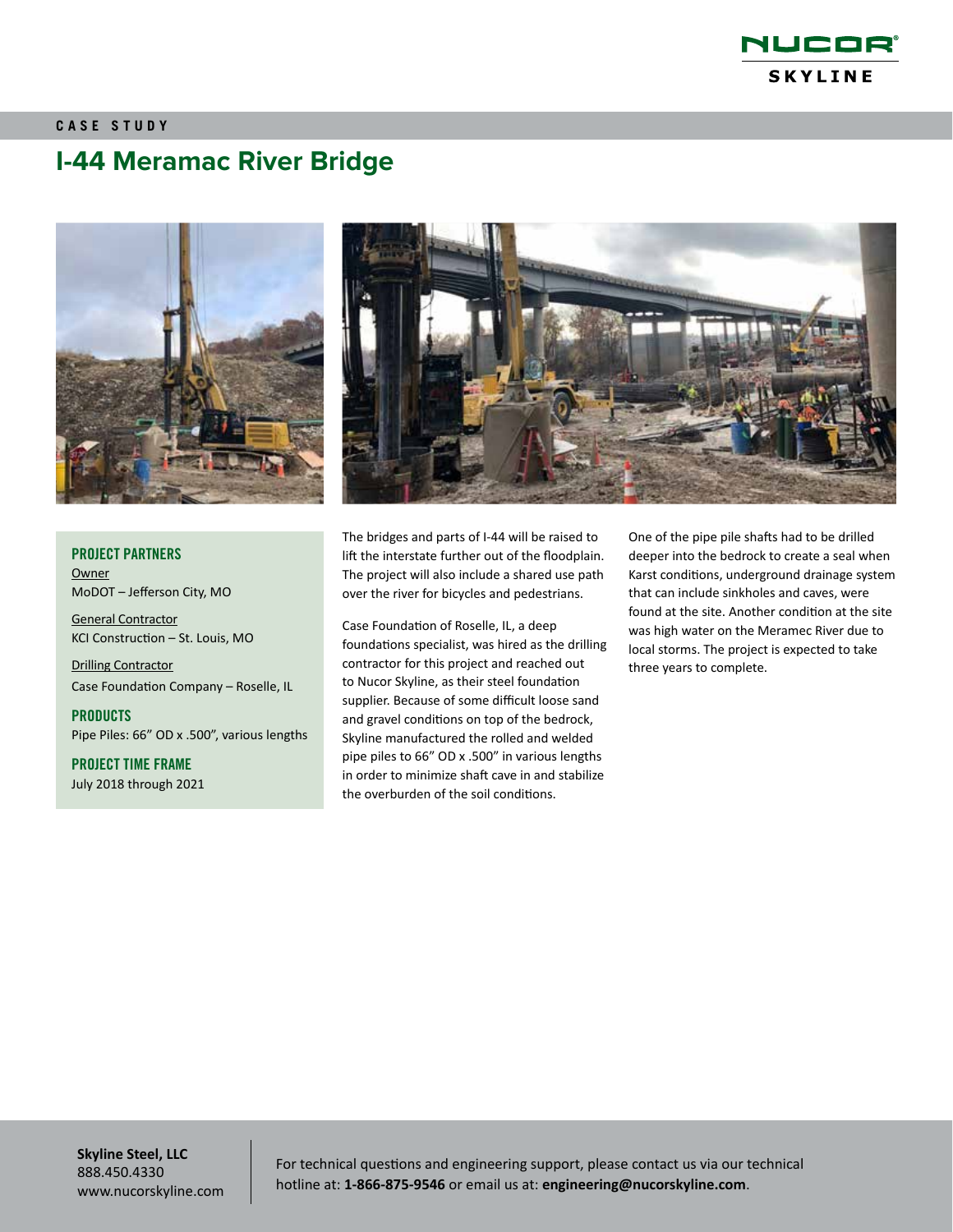CASE STUDY

# I-44 Meramac River Bridge

### PROJECT PARTNERS

Owner
MoDOT – Jefferson City, MO

General Contractor
KCI Construction – St. Louis, MO

Drilling Contractor
Case Foundation Company – Roselle, IL

### PRODUCTS

Pipe Piles: 66" OD x .500", various lengths

### PROJECT TIME FRAME

July 2018 through 2021

The bridges and parts of I-44 will be raised to lift the interstate further out of the floodplain. The project will also include a shared use path over the river for bicycles and pedestrians.

Case Foundation of Roselle, IL, a deep foundations specialist, was hired as the drilling contractor for this project and reached out to Nucor Skyline, as their steel foundation supplier. Because of some difficult loose sand and gravel conditions on top of the bedrock, Skyline manufactured the rolled and welded pipe piles to 66" OD x .500" in various lengths in order to minimize shaft cave in and stabilize the overburden of the soil conditions.

One of the pipe pile shafts had to be drilled deeper into the bedrock to create a seal when Karst conditions, underground drainage system that can include sinkholes and caves, were found at the site. Another condition at the site was high water on the Meramec River due to local storms. The project is expected to take three years to complete.

**Skyline Steel, LLC**
888.450.4330
www.nucorskyline.com

For technical questions and engineering support, please contact us via our technical hotline at: **1-866-875-9546** or email us at: **engineering@nucorskyline.com**.